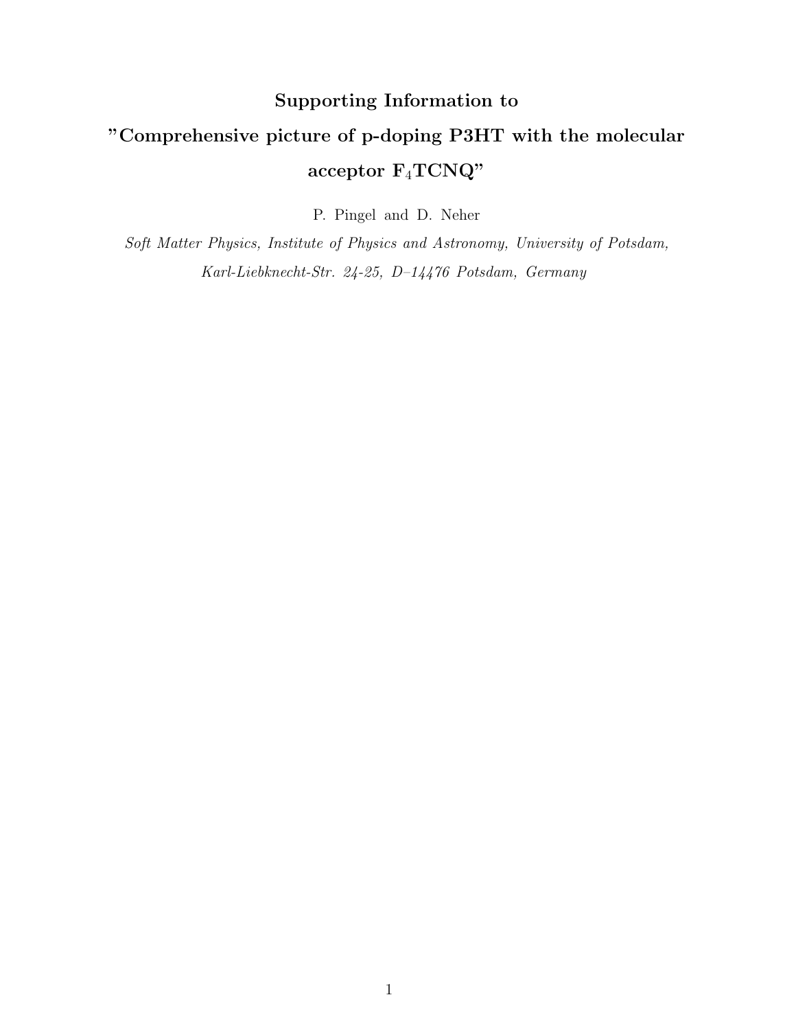# Supporting Information to
# "Comprehensive picture of p-doping P3HT with the molecular acceptor $F_4$TCNQ"

P. Pingel and D. Neher

*Soft Matter Physics, Institute of Physics and Astronomy, University of Potsdam, Karl-Liebknecht-Str. 24-25, D–14476 Potsdam, Germany*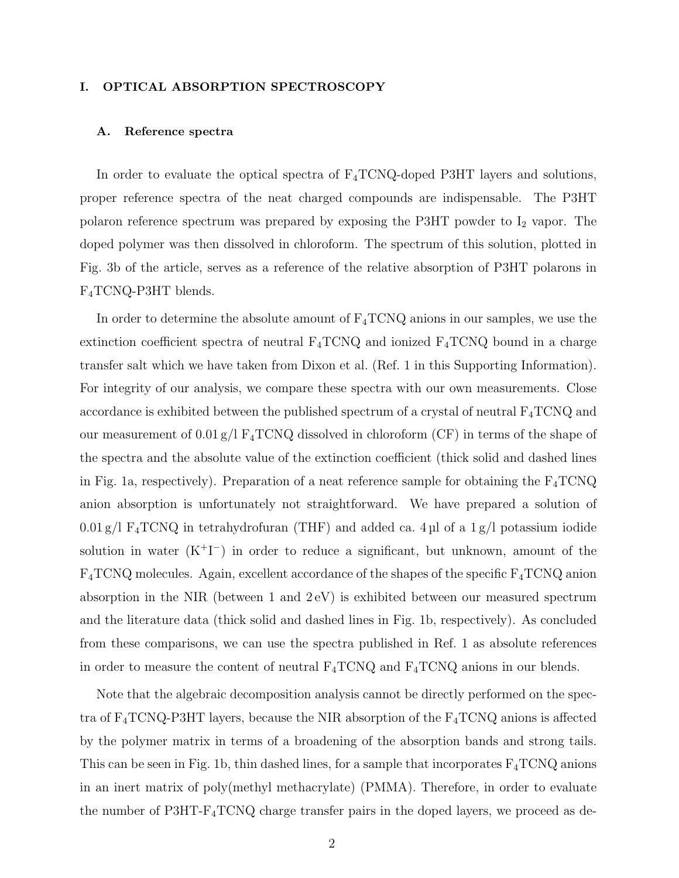# I. OPTICAL ABSORPTION SPECTROSCOPY

## A. Reference spectra

In order to evaluate the optical spectra of $F_4$TCNQ-doped P3HT layers and solutions, proper reference spectra of the neat charged compounds are indispensable. The P3HT polaron reference spectrum was prepared by exposing the P3HT powder to $I_2$ vapor. The doped polymer was then dissolved in chloroform. The spectrum of this solution, plotted in Fig. 3b of the article, serves as a reference of the relative absorption of P3HT polarons in $F_4$TCNQ-P3HT blends.

In order to determine the absolute amount of $F_4$TCNQ anions in our samples, we use the extinction coefficient spectra of neutral $F_4$TCNQ and ionized $F_4$TCNQ bound in a charge transfer salt which we have taken from Dixon et al. (Ref. 1 in this Supporting Information). For integrity of our analysis, we compare these spectra with our own measurements. Close accordance is exhibited between the published spectrum of a crystal of neutral $F_4$TCNQ and our measurement of 0.01 g/l $F_4$TCNQ dissolved in chloroform (CF) in terms of the shape of the spectra and the absolute value of the extinction coefficient (thick solid and dashed lines in Fig. 1a, respectively). Preparation of a neat reference sample for obtaining the $F_4$TCNQ anion absorption is unfortunately not straightforward. We have prepared a solution of 0.01 g/l $F_4$TCNQ in tetrahydrofuran (THF) and added ca. 4 µl of a 1 g/l potassium iodide solution in water ($K^+I^-$) in order to reduce a significant, but unknown, amount of the $F_4$TCNQ molecules. Again, excellent accordance of the shapes of the specific $F_4$TCNQ anion absorption in the NIR (between 1 and 2 eV) is exhibited between our measured spectrum and the literature data (thick solid and dashed lines in Fig. 1b, respectively). As concluded from these comparisons, we can use the spectra published in Ref. 1 as absolute references in order to measure the content of neutral $F_4$TCNQ and $F_4$TCNQ anions in our blends.

Note that the algebraic decomposition analysis cannot be directly performed on the spectra of $F_4$TCNQ-P3HT layers, because the NIR absorption of the $F_4$TCNQ anions is affected by the polymer matrix in terms of a broadening of the absorption bands and strong tails. This can be seen in Fig. 1b, thin dashed lines, for a sample that incorporates $F_4$TCNQ anions in an inert matrix of poly(methyl methacrylate) (PMMA). Therefore, in order to evaluate the number of P3HT-$F_4$TCNQ charge transfer pairs in the doped layers, we proceed as de-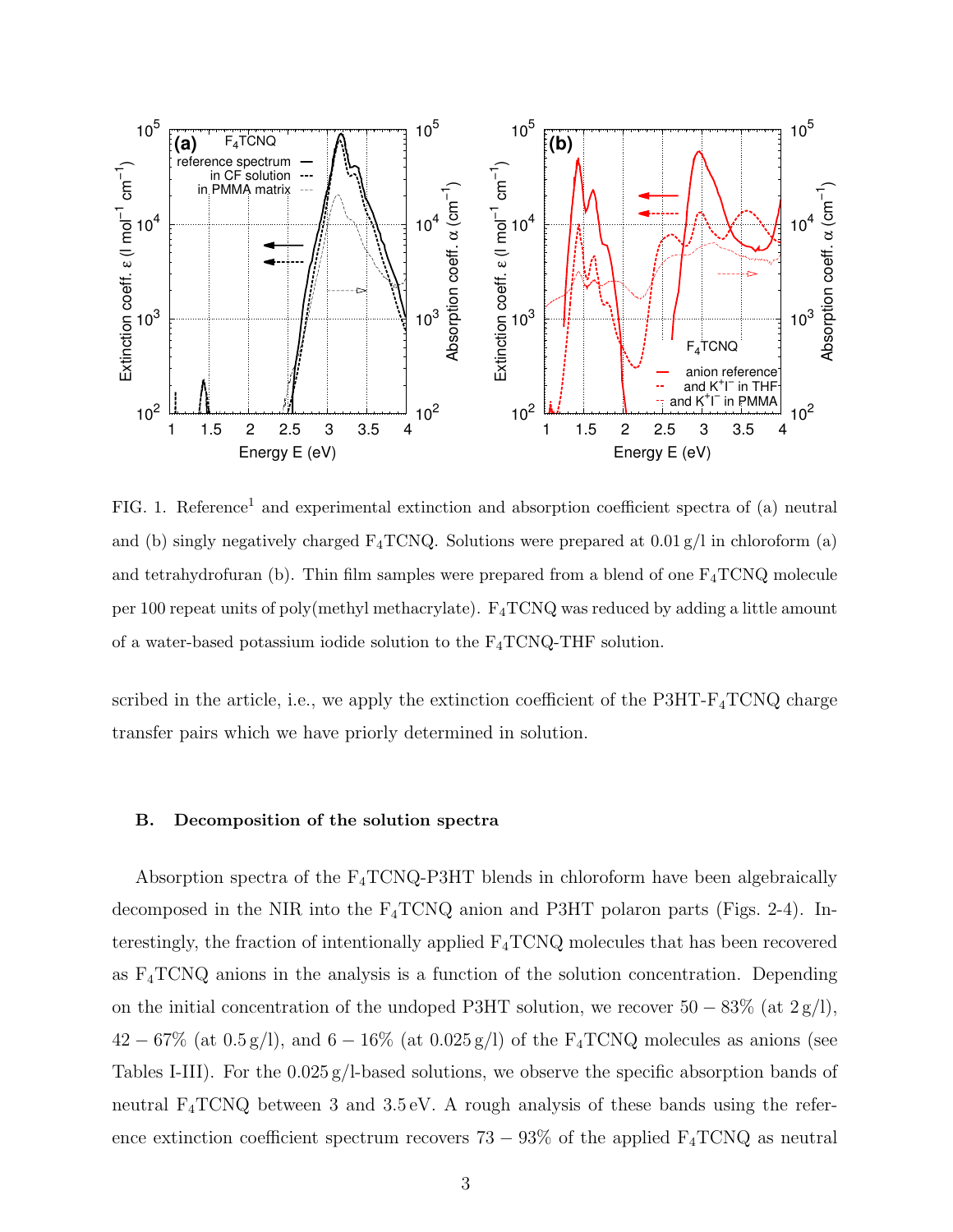FIG. 1. Reference[1] and experimental extinction and absorption coefficient spectra of (a) neutral and (b) singly negatively charged $F_4$TCNQ. Solutions were prepared at 0.01 g/l in chloroform (a) and tetrahydrofuran (b). Thin film samples were prepared from a blend of one $F_4$TCNQ molecule per 100 repeat units of poly(methyl methacrylate). $F_4$TCNQ was reduced by adding a little amount of a water-based potassium iodide solution to the $F_4$TCNQ-THF solution.

scribed in the article, i.e., we apply the extinction coefficient of the P3HT-$F_4$TCNQ charge transfer pairs which we have priorly determined in solution.

### B. Decomposition of the solution spectra

Absorption spectra of the $F_4$TCNQ-P3HT blends in chloroform have been algebraically decomposed in the NIR into the $F_4$TCNQ anion and P3HT polaron parts (Figs. 2-4). Interestingly, the fraction of intentionally applied $F_4$TCNQ molecules that has been recovered as $F_4$TCNQ anions in the analysis is a function of the solution concentration. Depending on the initial concentration of the undoped P3HT solution, we recover $50-83\%$ (at 2 g/l), $42-67\%$ (at 0.5 g/l), and $6-16\%$ (at 0.025 g/l) of the $F_4$TCNQ molecules as anions (see Tables I-III). For the 0.025 g/l-based solutions, we observe the specific absorption bands of neutral $F_4$TCNQ between 3 and 3.5 eV. A rough analysis of these bands using the reference extinction coefficient spectrum recovers $73-93\%$ of the applied $F_4$TCNQ as neutral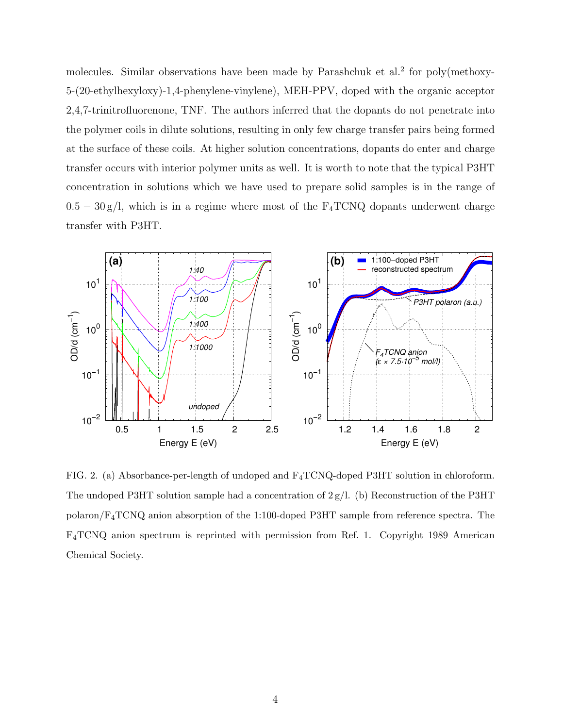molecules. Similar observations have been made by Parashchuk et al.[2] for poly(methoxy-5-(20-ethylhexyloxy)-1,4-phenylene-vinylene), MEH-PPV, doped with the organic acceptor 2,4,7-trinitrofluorenone, TNF. The authors inferred that the dopants do not penetrate into the polymer coils in dilute solutions, resulting in only few charge transfer pairs being formed at the surface of these coils. At higher solution concentrations, dopants do enter and charge transfer occurs with interior polymer units as well. It is worth to note that the typical P3HT concentration in solutions which we have used to prepare solid samples is in the range of $0.5 - 30\,\mathrm{g/l}$, which is in a regime where most of the $F_4TCNQ$ dopants underwent charge transfer with P3HT.

FIG. 2. (a) Absorbance-per-length of undoped and $F_4TCNQ$-doped P3HT solution in chloroform. The undoped P3HT solution sample had a concentration of $2\,\mathrm{g/l}$. (b) Reconstruction of the P3HT polaron/$F_4TCNQ$ anion absorption of the 1:100-doped P3HT sample from reference spectra. The $F_4TCNQ$ anion spectrum is reprinted with permission from Ref. 1. Copyright 1989 American Chemical Society.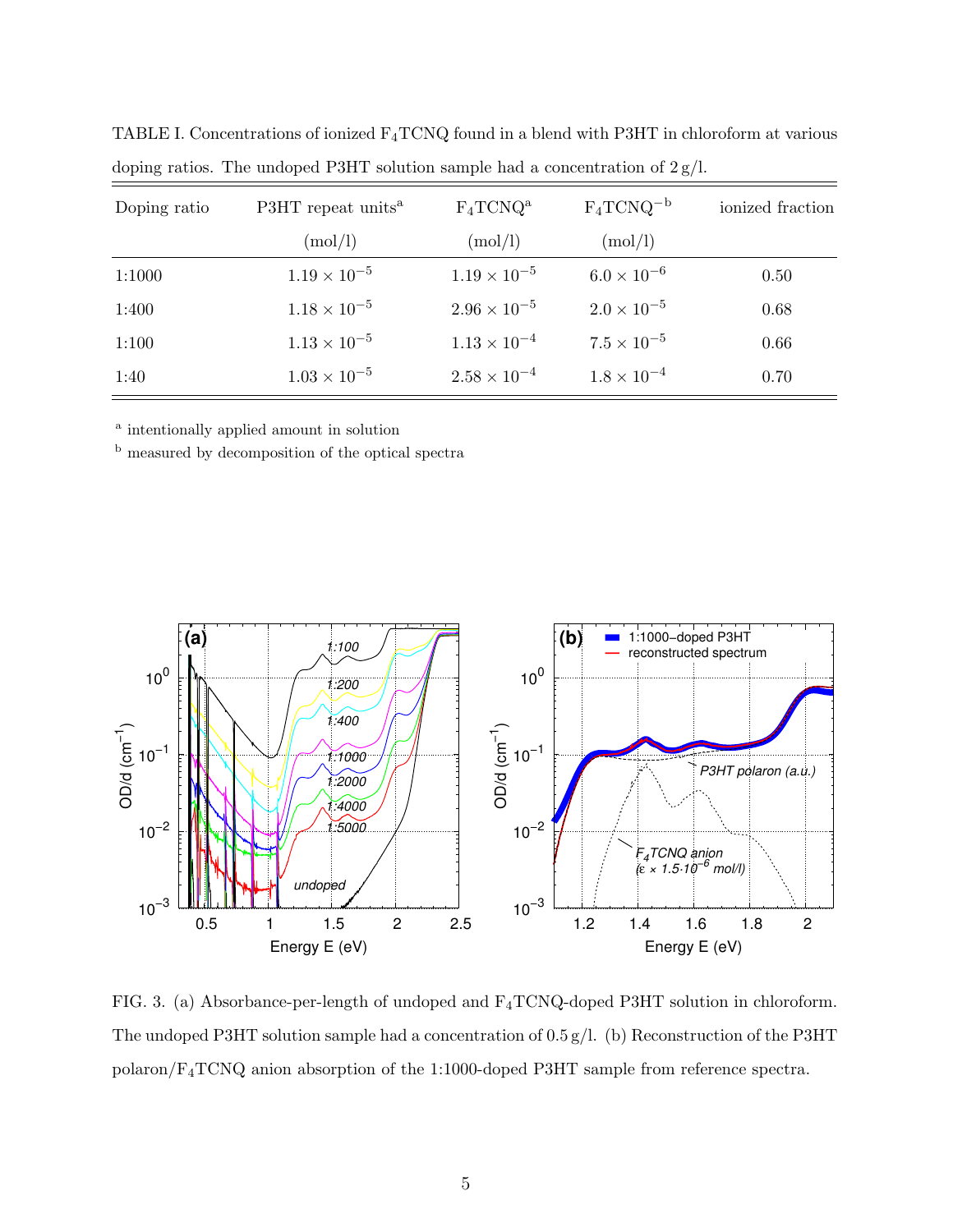TABLE I. Concentrations of ionized $F_4TCNQ$ found in a blend with P3HT in chloroform at various doping ratios. The undoped P3HT solution sample had a concentration of 2 g/l.

| Doping ratio | P3HT repeat units[a] (mol/l) | $F_4TCNQ$[a] (mol/l) | $F_4TCNQ^-$[b] (mol/l) | ionized fraction |
|---|---|---|---|---|
| 1:1000 | $1.19 \times 10^{-5}$ | $1.19 \times 10^{-5}$ | $6.0 \times 10^{-6}$ | 0.50 |
| 1:400 | $1.18 \times 10^{-5}$ | $2.96 \times 10^{-5}$ | $2.0 \times 10^{-5}$ | 0.68 |
| 1:100 | $1.13 \times 10^{-5}$ | $1.13 \times 10^{-4}$ | $7.5 \times 10^{-5}$ | 0.66 |
| 1:40 | $1.03 \times 10^{-5}$ | $2.58 \times 10^{-4}$ | $1.8 \times 10^{-4}$ | 0.70 |

[a] intentionally applied amount in solution

[b] measured by decomposition of the optical spectra

FIG. 3. (a) Absorbance-per-length of undoped and $F_4TCNQ$-doped P3HT solution in chloroform. The undoped P3HT solution sample had a concentration of 0.5 g/l. (b) Reconstruction of the P3HT polaron/$F_4TCNQ$ anion absorption of the 1:1000-doped P3HT sample from reference spectra.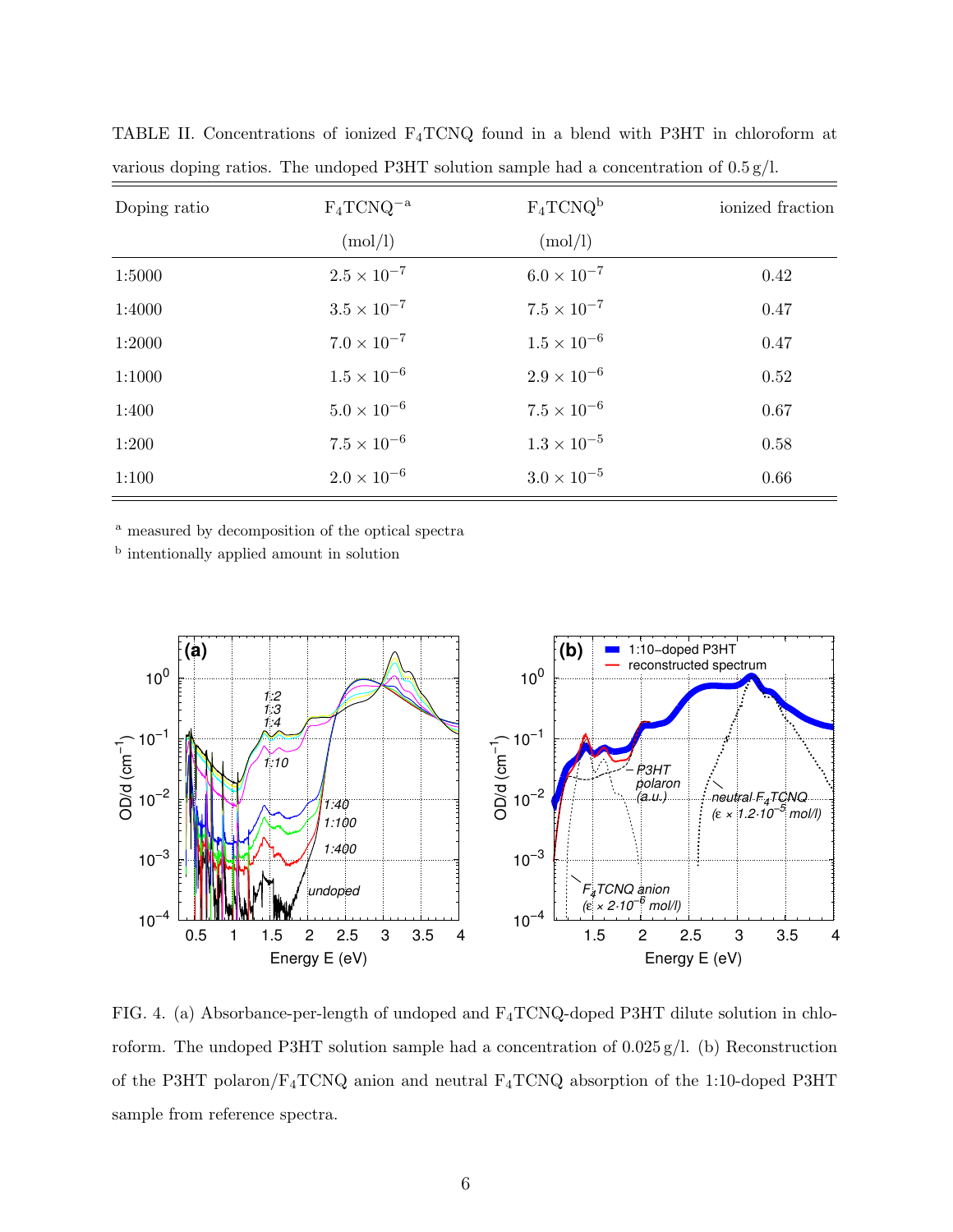TABLE II. Concentrations of ionized $F_4TCNQ$ found in a blend with P3HT in chloroform at various doping ratios. The undoped P3HT solution sample had a concentration of 0.5 g/l.

| Doping ratio | $F_4TCNQ^{-}$ [a] (mol/l) | $F_4TCNQ$ [b] (mol/l) | ionized fraction |
|---|---|---|---|
| 1:5000 | $2.5 \times 10^{-7}$ | $6.0 \times 10^{-7}$ | 0.42 |
| 1:4000 | $3.5 \times 10^{-7}$ | $7.5 \times 10^{-7}$ | 0.47 |
| 1:2000 | $7.0 \times 10^{-7}$ | $1.5 \times 10^{-6}$ | 0.47 |
| 1:1000 | $1.5 \times 10^{-6}$ | $2.9 \times 10^{-6}$ | 0.52 |
| 1:400 | $5.0 \times 10^{-6}$ | $7.5 \times 10^{-6}$ | 0.67 |
| 1:200 | $7.5 \times 10^{-6}$ | $1.3 \times 10^{-5}$ | 0.58 |
| 1:100 | $2.0 \times 10^{-6}$ | $3.0 \times 10^{-5}$ | 0.66 |

[a] measured by decomposition of the optical spectra

[b] intentionally applied amount in solution

FIG. 4. (a) Absorbance-per-length of undoped and $F_4TCNQ$-doped P3HT dilute solution in chloroform. The undoped P3HT solution sample had a concentration of 0.025 g/l. (b) Reconstruction of the P3HT polaron/$F_4TCNQ$ anion and neutral $F_4TCNQ$ absorption of the 1:10-doped P3HT sample from reference spectra.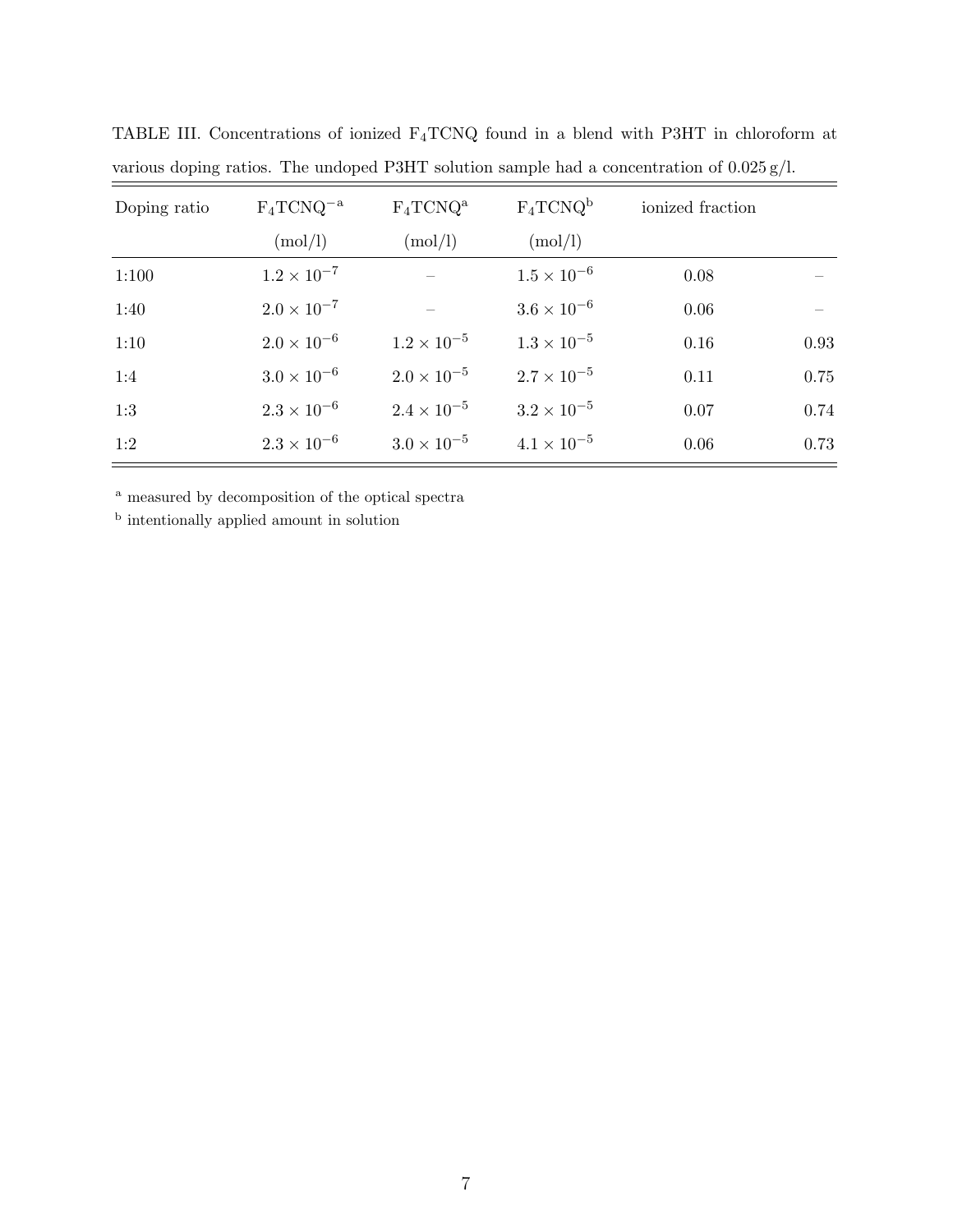TABLE III. Concentrations of ionized $F_4TCNQ$ found in a blend with P3HT in chloroform at various doping ratios. The undoped P3HT solution sample had a concentration of 0.025 g/l.

| Doping ratio | $F_4TCNQ^-$ [a] (mol/l) | $F_4TCNQ$ [a] (mol/l) | $F_4TCNQ$ [b] (mol/l) | ionized fraction | |
|---|---|---|---|---|---|
| 1:100 | $1.2 \times 10^{-7}$ | – | $1.5 \times 10^{-6}$ | 0.08 | – |
| 1:40 | $2.0 \times 10^{-7}$ | – | $3.6 \times 10^{-6}$ | 0.06 | – |
| 1:10 | $2.0 \times 10^{-6}$ | $1.2 \times 10^{-5}$ | $1.3 \times 10^{-5}$ | 0.16 | 0.93 |
| 1:4 | $3.0 \times 10^{-6}$ | $2.0 \times 10^{-5}$ | $2.7 \times 10^{-5}$ | 0.11 | 0.75 |
| 1:3 | $2.3 \times 10^{-6}$ | $2.4 \times 10^{-5}$ | $3.2 \times 10^{-5}$ | 0.07 | 0.74 |
| 1:2 | $2.3 \times 10^{-6}$ | $3.0 \times 10^{-5}$ | $4.1 \times 10^{-5}$ | 0.06 | 0.73 |

[a] measured by decomposition of the optical spectra

[b] intentionally applied amount in solution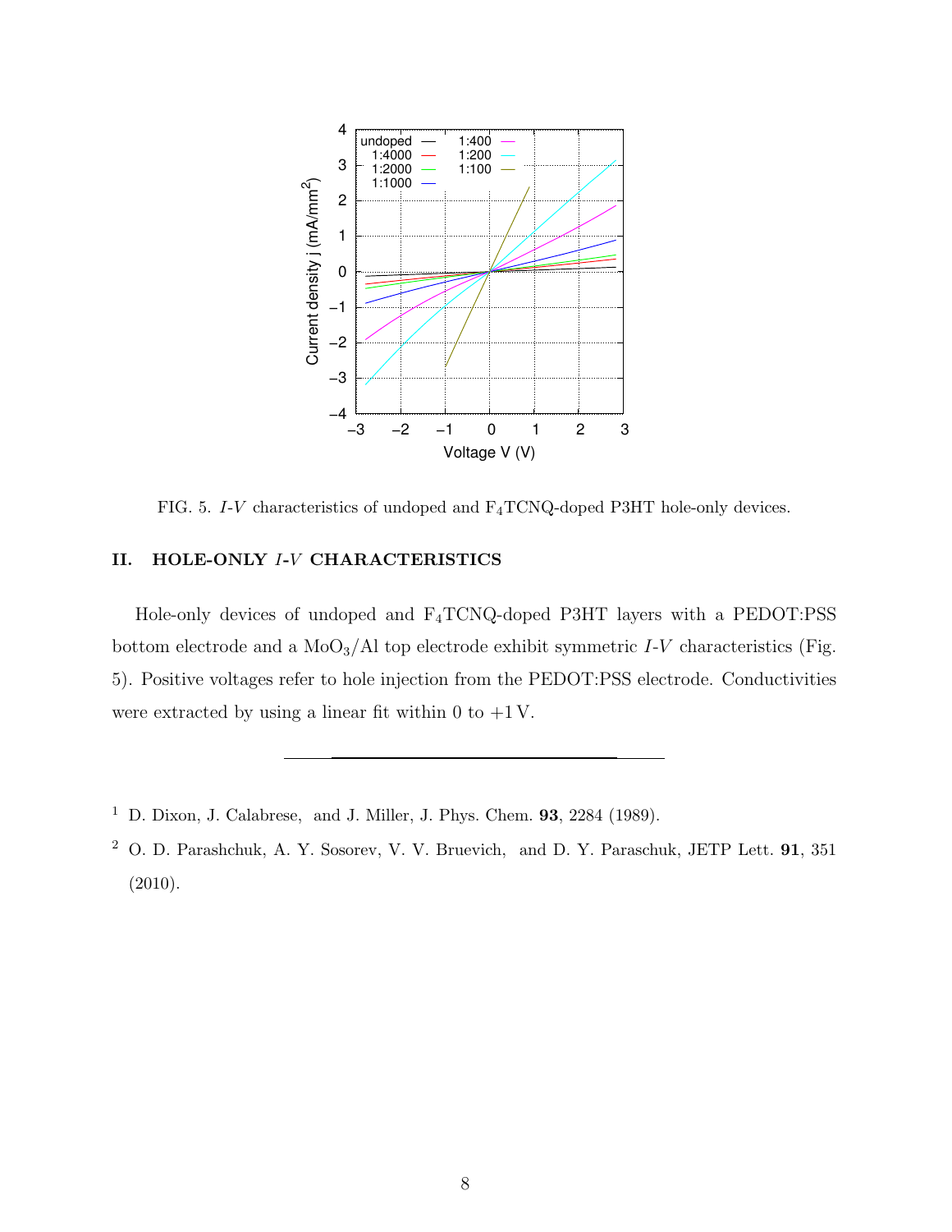undoped
1:4000
1:2000
1:1000
1:400
1:200
1:100

Current density j (mA/mm$^2$)

4
3
2
1
0
−1
−2
−3
−4

−3 −2 −1 0 1 2 3

Voltage V (V)

FIG. 5. *I*-*V* characteristics of undoped and $F_4$TCNQ-doped P3HT hole-only devices.

## II. HOLE-ONLY *I*-*V* CHARACTERISTICS

Hole-only devices of undoped and $F_4$TCNQ-doped P3HT layers with a PEDOT:PSS bottom electrode and a $MoO_3$/Al top electrode exhibit symmetric *I*-*V* characteristics (Fig. 5). Positive voltages refer to hole injection from the PEDOT:PSS electrode. Conductivities were extracted by using a linear fit within 0 to +1 V.

---

[1] D. Dixon, J. Calabrese, and J. Miller, J. Phys. Chem. **93**, 2284 (1989).

[2] O. D. Parashchuk, A. Y. Sosorev, V. V. Bruevich, and D. Y. Paraschuk, JETP Lett. **91**, 351 (2010).